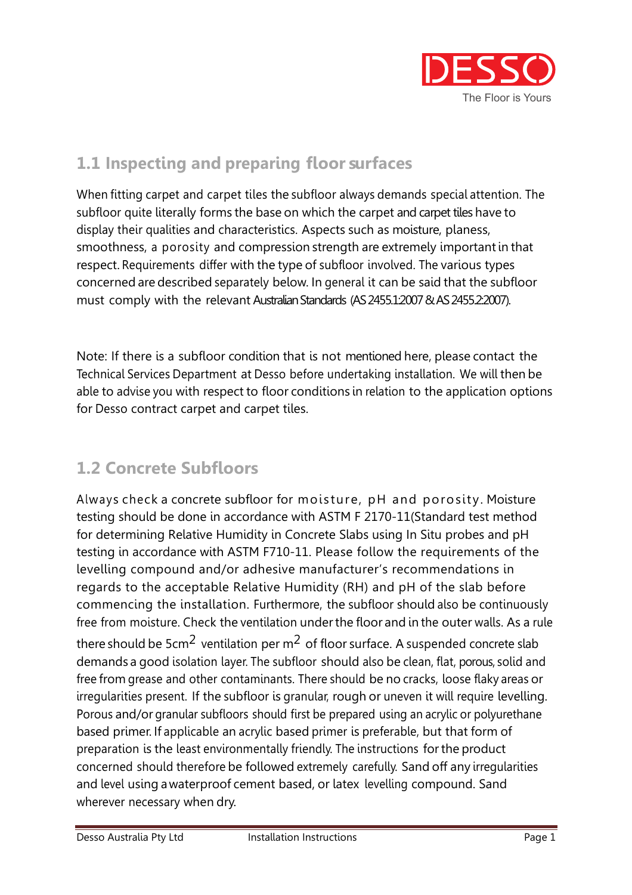## 1.1 Inspecting and preparing floor surfaces

When fitting carpet and carpet tiles the subfloor always demands special attention. The subfloor quite literally forms the base on which the carpet and carpet tiles have to display their qualities and characteristics. Aspects such as moisture, planess, smoothness, a porosity and compression strength are extremely important in that respect. Requirements differ with the type of subfloor involved. The various types concerned are described separately below. In general it can be said that the subfloor must comply with the relevant Australian Standards (AS 2455.1:2007 & AS 2455.2:2007).

Note: If there is a subfloor condition that is not mentioned here, please contact the Technical Services Department at Desso before undertaking installation. We will then be able to advise you with respect to floor conditions in relation to the application options for Desso contract carpet and carpet tiles.

## 1.2 Concrete Subfloors

Always check a concrete subfloor for moisture, pH and porosity. Moisture testing should be done in accordance with ASTM F 2170-11(Standard test method for determining Relative Humidity in Concrete Slabs using In Situ probes and pH testing in accordance with ASTM F710-11. Please follow the requirements of the levelling compound and/or adhesive manufacturer's recommendations in regards to the acceptable Relative Humidity (RH) and pH of the slab before commencing the installation. Furthermore, the subfloor should also be continuously free from moisture. Check the ventilation under the floor and in the outer walls. As a rule there should be $5cm^2$ ventilation per $m^2$ of floor surface. A suspended concrete slab demands a good isolation layer. The subfloor should also be clean, flat, porous, solid and free from grease and other contaminants. There should be no cracks, loose flaky areas or irregularities present. If the subfloor is granular, rough or uneven it will require levelling. Porous and/or granular subfloors should first be prepared using an acrylic or polyurethane based primer. If applicable an acrylic based primer is preferable, but that form of preparation is the least environmentally friendly. The instructions for the product concerned should therefore be followed extremely carefully. Sand off any irregularities and level using a waterproof cement based, or latex levelling compound. Sand wherever necessary when dry.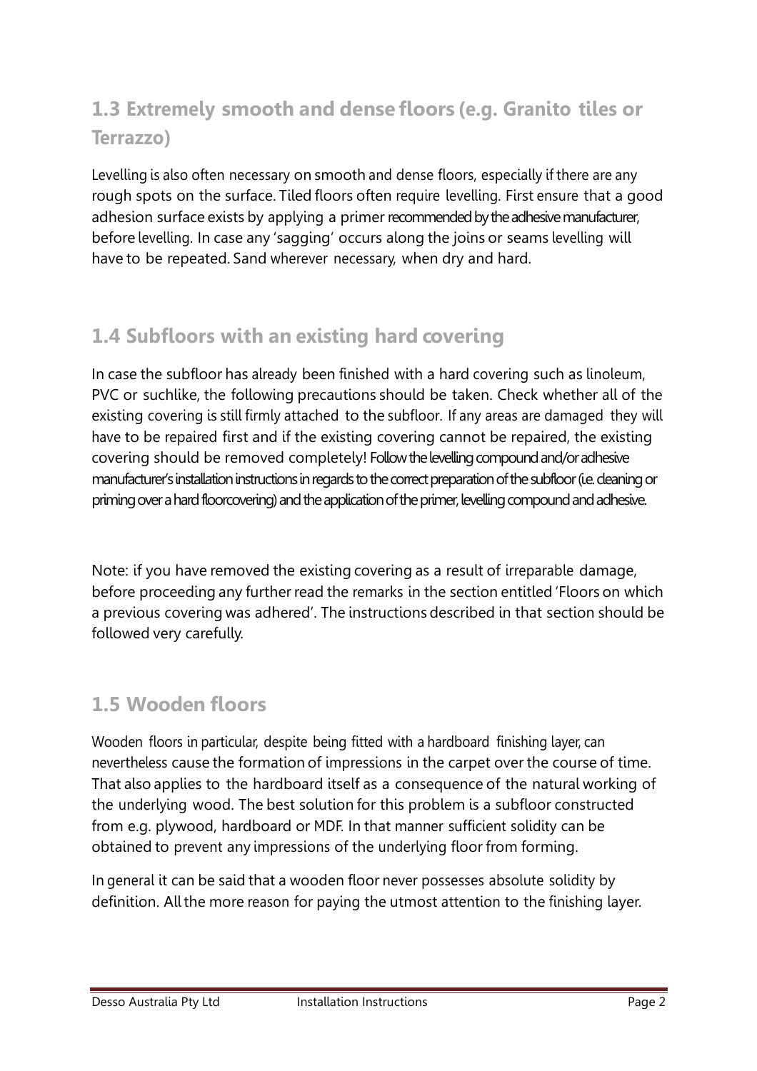## 1.3 Extremely smooth and dense floors (e.g. Granito tiles or Terrazzo)

Levelling is also often necessary on smooth and dense floors, especially if there are any rough spots on the surface. Tiled floors often require levelling. First ensure that a good adhesion surface exists by applying a primer recommended by the adhesive manufacturer, before levelling. In case any 'sagging' occurs along the joins or seams levelling will have to be repeated. Sand wherever necessary, when dry and hard.

## 1.4 Subfloors with an existing hard covering

In case the subfloor has already been finished with a hard covering such as linoleum, PVC or suchlike, the following precautions should be taken. Check whether all of the existing covering is still firmly attached to the subfloor. If any areas are damaged they will have to be repaired first and if the existing covering cannot be repaired, the existing covering should be removed completely! Follow the levelling compound and/or adhesive manufacturer's installation instructions in regards to the correct preparation of the subfloor (i.e. cleaning or priming over a hard floorcovering) and the application of the primer, levelling compound and adhesive.

Note: if you have removed the existing covering as a result of irreparable damage, before proceeding any further read the remarks in the section entitled 'Floors on which a previous covering was adhered'. The instructions described in that section should be followed very carefully.

## 1.5 Wooden floors

Wooden floors in particular, despite being fitted with a hardboard finishing layer, can nevertheless cause the formation of impressions in the carpet over the course of time. That also applies to the hardboard itself as a consequence of the natural working of the underlying wood. The best solution for this problem is a subfloor constructed from e.g. plywood, hardboard or MDF. In that manner sufficient solidity can be obtained to prevent any impressions of the underlying floor from forming.

In general it can be said that a wooden floor never possesses absolute solidity by definition. All the more reason for paying the utmost attention to the finishing layer.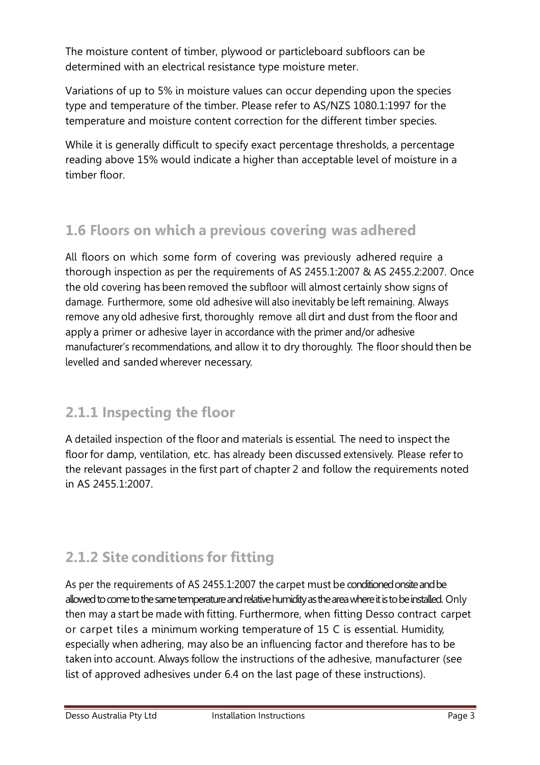The moisture content of timber, plywood or particleboard subfloors can be determined with an electrical resistance type moisture meter.

Variations of up to 5% in moisture values can occur depending upon the species type and temperature of the timber. Please refer to AS/NZS 1080.1:1997 for the temperature and moisture content correction for the different timber species.

While it is generally difficult to specify exact percentage thresholds, a percentage reading above 15% would indicate a higher than acceptable level of moisture in a timber floor.

## 1.6 Floors on which a previous covering was adhered

All floors on which some form of covering was previously adhered require a thorough inspection as per the requirements of AS 2455.1:2007 & AS 2455.2:2007. Once the old covering has been removed the subfloor will almost certainly show signs of damage. Furthermore, some old adhesive will also inevitably be left remaining. Always remove any old adhesive first, thoroughly remove all dirt and dust from the floor and apply a primer or adhesive layer in accordance with the primer and/or adhesive manufacturer's recommendations, and allow it to dry thoroughly. The floor should then be levelled and sanded wherever necessary.

## 2.1.1 Inspecting the floor

A detailed inspection of the floor and materials is essential. The need to inspect the floor for damp, ventilation, etc. has already been discussed extensively. Please refer to the relevant passages in the first part of chapter 2 and follow the requirements noted in AS 2455.1:2007.

## 2.1.2 Site conditions for fitting

As per the requirements of AS 2455.1:2007 the carpet must be conditioned onsite and be allowed to come to the same temperature and relative humidity as the area where it is to be installed. Only then may a start be made with fitting. Furthermore, when fitting Desso contract carpet or carpet tiles a minimum working temperature of 15 C is essential. Humidity, especially when adhering, may also be an influencing factor and therefore has to be taken into account. Always follow the instructions of the adhesive, manufacturer (see list of approved adhesives under 6.4 on the last page of these instructions).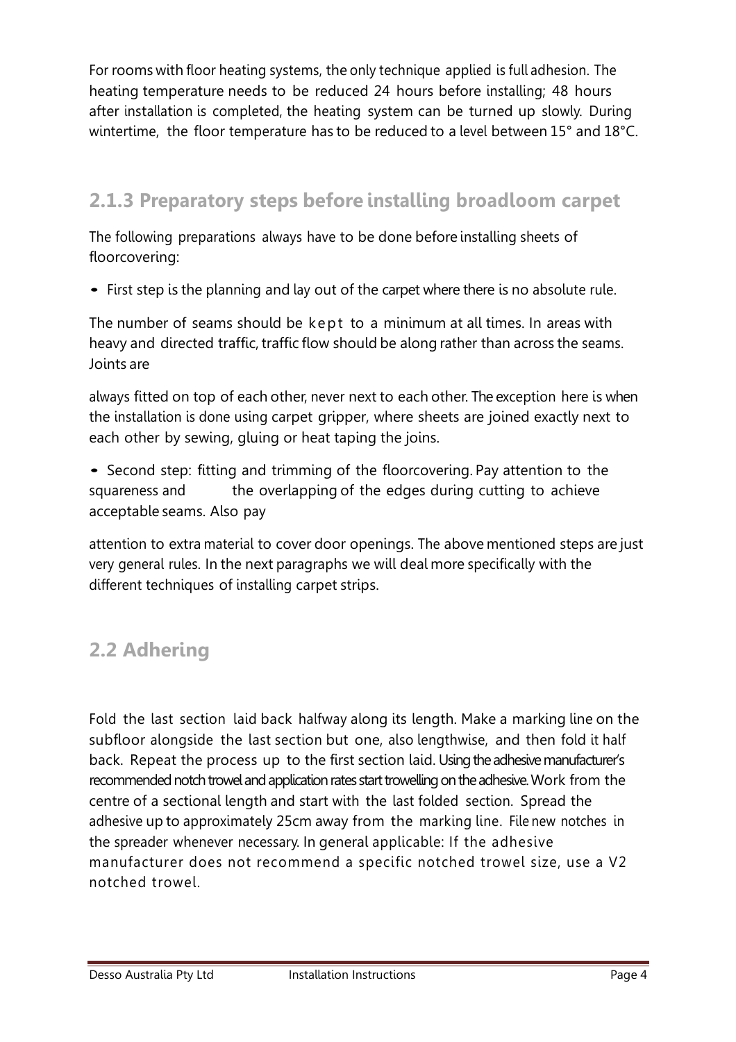For rooms with floor heating systems, the only technique applied is full adhesion. The heating temperature needs to be reduced 24 hours before installing; 48 hours after installation is completed, the heating system can be turned up slowly. During wintertime, the floor temperature has to be reduced to a level between 15° and 18°C.

### 2.1.3 Preparatory steps before installing broadloom carpet

The following preparations always have to be done before installing sheets of floorcovering:

- First step is the planning and lay out of the carpet where there is no absolute rule.

The number of seams should be kept to a minimum at all times. In areas with heavy and directed traffic, traffic flow should be along rather than across the seams. Joints are always fitted on top of each other, never next to each other. The exception here is when the installation is done using carpet gripper, where sheets are joined exactly next to each other by sewing, gluing or heat taping the joins.

- Second step: fitting and trimming of the floorcovering. Pay attention to the squareness and the overlapping of the edges during cutting to achieve acceptable seams. Also pay attention to extra material to cover door openings. The above mentioned steps are just very general rules. In the next paragraphs we will deal more specifically with the different techniques of installing carpet strips.

## 2.2 Adhering

Fold the last section laid back halfway along its length. Make a marking line on the subfloor alongside the last section but one, also lengthwise, and then fold it half back. Repeat the process up to the first section laid. Using the adhesive manufacturer's recommended notch trowel and application rates start trowelling on the adhesive. Work from the centre of a sectional length and start with the last folded section. Spread the adhesive up to approximately 25cm away from the marking line. File new notches in the spreader whenever necessary. In general applicable: If the adhesive manufacturer does not recommend a specific notched trowel size, use a V2 notched trowel.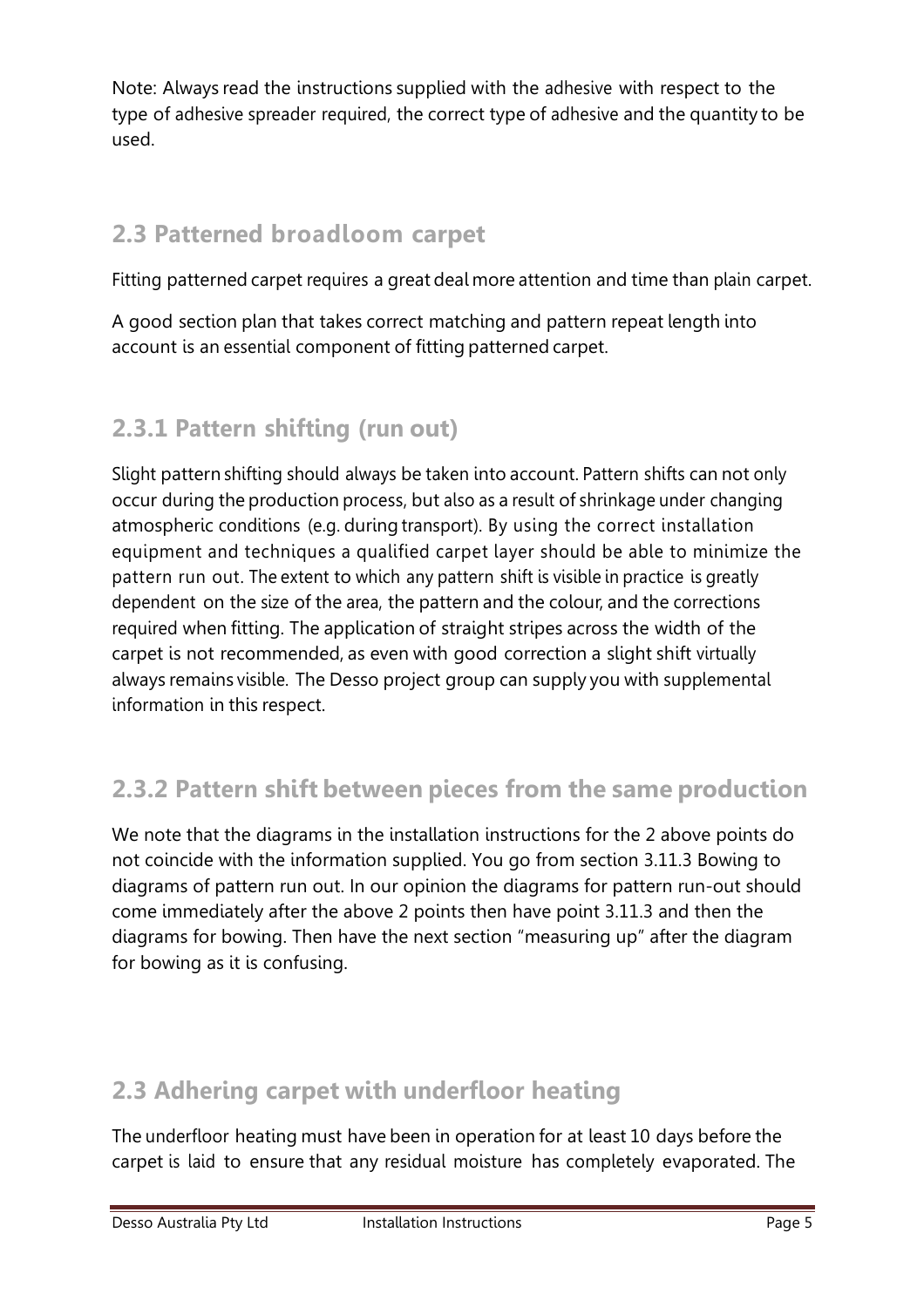Note: Always read the instructions supplied with the adhesive with respect to the type of adhesive spreader required, the correct type of adhesive and the quantity to be used.

## 2.3 Patterned broadloom carpet

Fitting patterned carpet requires a great deal more attention and time than plain carpet.

A good section plan that takes correct matching and pattern repeat length into account is an essential component of fitting patterned carpet.

### 2.3.1 Pattern shifting (run out)

Slight pattern shifting should always be taken into account. Pattern shifts can not only occur during the production process, but also as a result of shrinkage under changing atmospheric conditions (e.g. during transport). By using the correct installation equipment and techniques a qualified carpet layer should be able to minimize the pattern run out. The extent to which any pattern shift is visible in practice is greatly dependent on the size of the area, the pattern and the colour, and the corrections required when fitting. The application of straight stripes across the width of the carpet is not recommended, as even with good correction a slight shift virtually always remains visible. The Desso project group can supply you with supplemental information in this respect.

### 2.3.2 Pattern shift between pieces from the same production

We note that the diagrams in the installation instructions for the 2 above points do not coincide with the information supplied. You go from section 3.11.3 Bowing to diagrams of pattern run out. In our opinion the diagrams for pattern run-out should come immediately after the above 2 points then have point 3.11.3 and then the diagrams for bowing. Then have the next section "measuring up" after the diagram for bowing as it is confusing.

## 2.3 Adhering carpet with underfloor heating

The underfloor heating must have been in operation for at least 10 days before the carpet is laid to ensure that any residual moisture has completely evaporated. The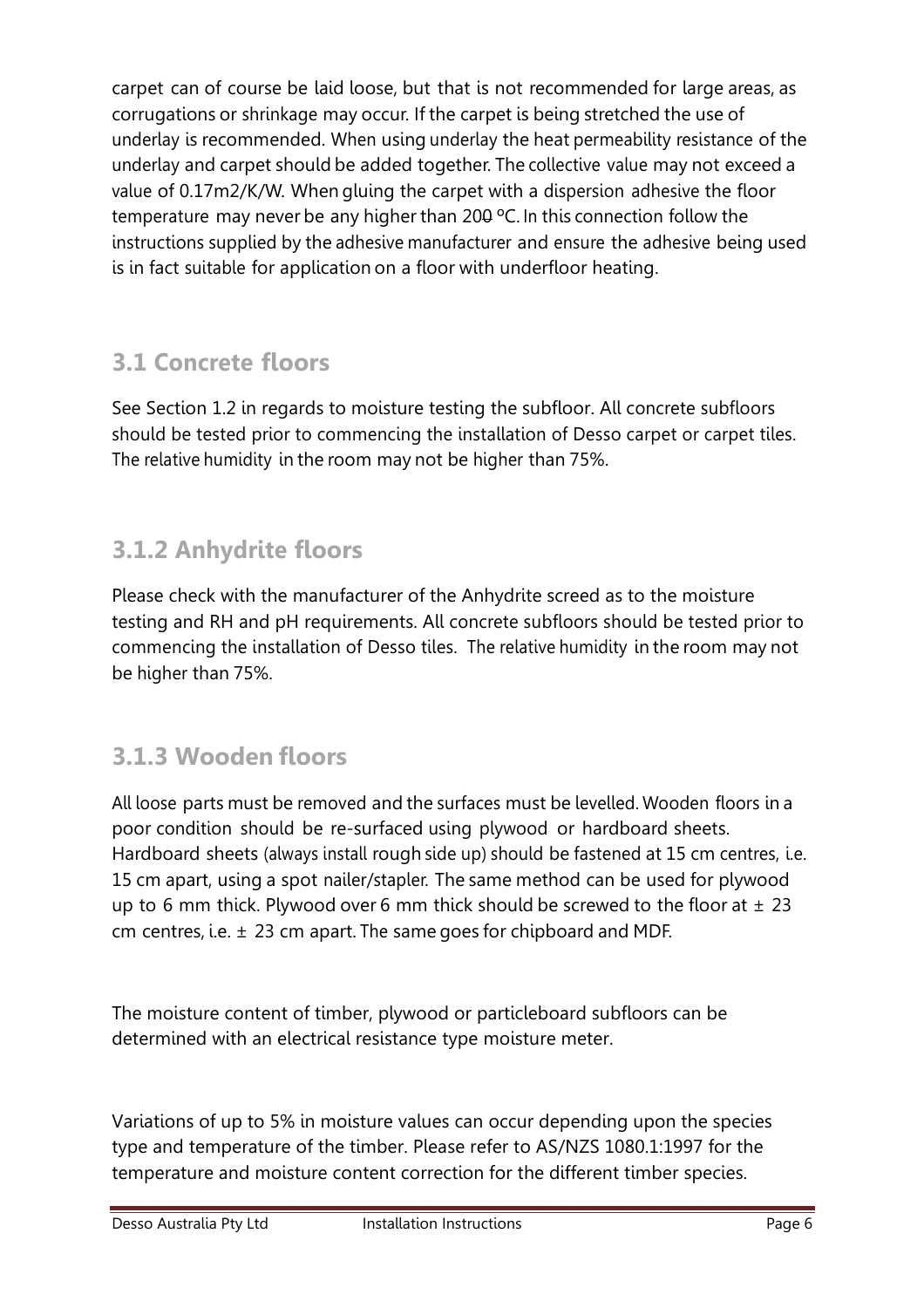carpet can of course be laid loose, but that is not recommended for large areas, as corrugations or shrinkage may occur. If the carpet is being stretched the use of underlay is recommended. When using underlay the heat permeability resistance of the underlay and carpet should be added together. The collective value may not exceed a value of 0.17m2/K/W. When gluing the carpet with a dispersion adhesive the floor temperature may never be any higher than 200 ºC. In this connection follow the instructions supplied by the adhesive manufacturer and ensure the adhesive being used is in fact suitable for application on a floor with underfloor heating.

## 3.1 Concrete floors

See Section 1.2 in regards to moisture testing the subfloor. All concrete subfloors should be tested prior to commencing the installation of Desso carpet or carpet tiles. The relative humidity in the room may not be higher than 75%.

## 3.1.2 Anhydrite floors

Please check with the manufacturer of the Anhydrite screed as to the moisture testing and RH and pH requirements. All concrete subfloors should be tested prior to commencing the installation of Desso tiles. The relative humidity in the room may not be higher than 75%.

## 3.1.3 Wooden floors

All loose parts must be removed and the surfaces must be levelled. Wooden floors in a poor condition should be re-surfaced using plywood or hardboard sheets. Hardboard sheets (always install rough side up) should be fastened at 15 cm centres, i.e. 15 cm apart, using a spot nailer/stapler. The same method can be used for plywood up to 6 mm thick. Plywood over 6 mm thick should be screwed to the floor at ± 23 cm centres, i.e. ± 23 cm apart. The same goes for chipboard and MDF.

The moisture content of timber, plywood or particleboard subfloors can be determined with an electrical resistance type moisture meter.

Variations of up to 5% in moisture values can occur depending upon the species type and temperature of the timber. Please refer to AS/NZS 1080.1:1997 for the temperature and moisture content correction for the different timber species.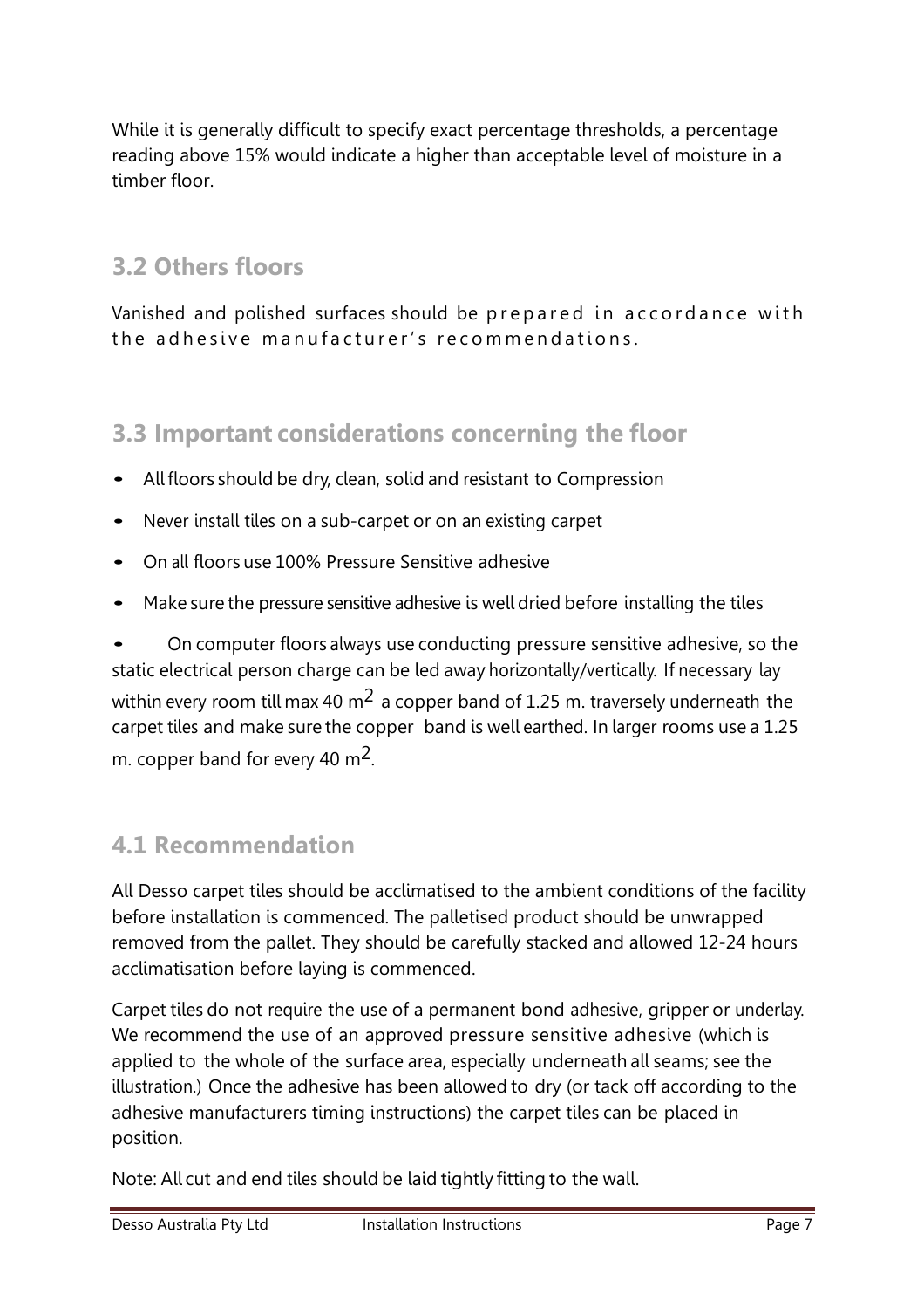While it is generally difficult to specify exact percentage thresholds, a percentage reading above 15% would indicate a higher than acceptable level of moisture in a timber floor.

## 3.2 Others floors

Vanished and polished surfaces should be prepared in accordance with the adhesive manufacturer's recommendations.

## 3.3 Important considerations concerning the floor

- All floors should be dry, clean, solid and resistant to Compression
- Never install tiles on a sub-carpet or on an existing carpet
- On all floors use 100% Pressure Sensitive adhesive
- Make sure the pressure sensitive adhesive is well dried before installing the tiles
- On computer floors always use conducting pressure sensitive adhesive, so the static electrical person charge can be led away horizontally/vertically. If necessary lay within every room till max 40 $m^2$ a copper band of 1.25 m. traversely underneath the carpet tiles and make sure the copper band is well earthed. In larger rooms use a 1.25 m. copper band for every 40 $m^2$.

## 4.1 Recommendation

All Desso carpet tiles should be acclimatised to the ambient conditions of the facility before installation is commenced. The palletised product should be unwrapped removed from the pallet. They should be carefully stacked and allowed 12-24 hours acclimatisation before laying is commenced.

Carpet tiles do not require the use of a permanent bond adhesive, gripper or underlay. We recommend the use of an approved pressure sensitive adhesive (which is applied to the whole of the surface area, especially underneath all seams; see the illustration.) Once the adhesive has been allowed to dry (or tack off according to the adhesive manufacturers timing instructions) the carpet tiles can be placed in position.

Note: All cut and end tiles should be laid tightly fitting to the wall.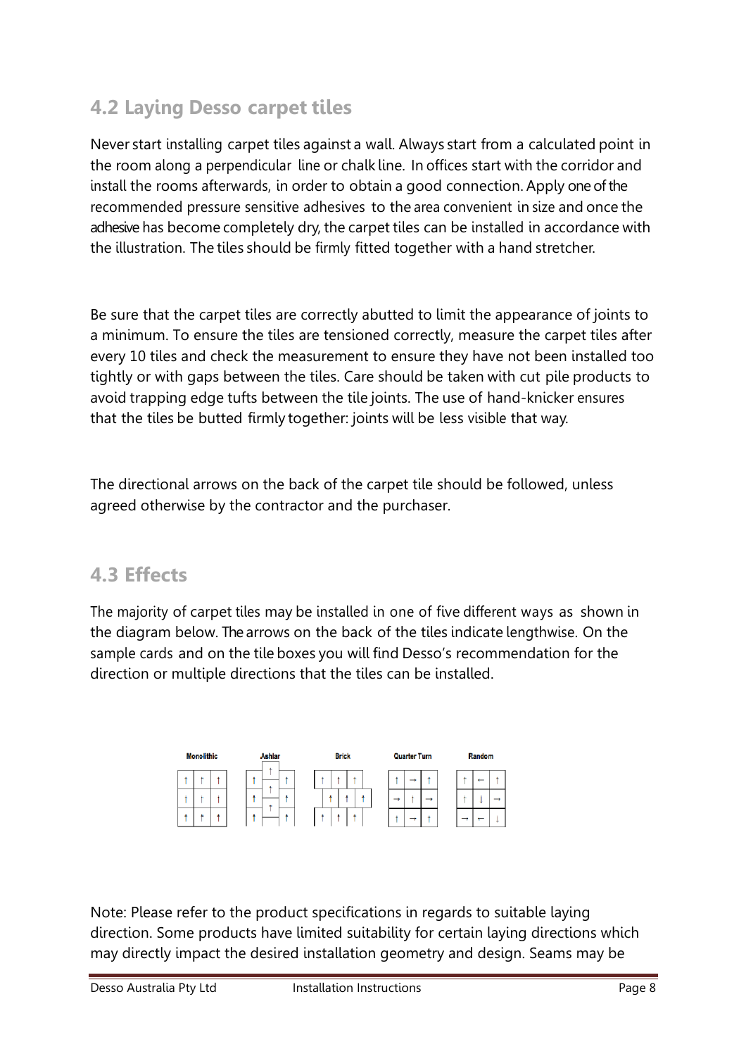## 4.2 Laying Desso carpet tiles

Never start installing carpet tiles against a wall. Always start from a calculated point in the room along a perpendicular line or chalk line. In offices start with the corridor and install the rooms afterwards, in order to obtain a good connection. Apply one of the recommended pressure sensitive adhesives to the area convenient in size and once the adhesive has become completely dry, the carpet tiles can be installed in accordance with the illustration. The tiles should be firmly fitted together with a hand stretcher.

Be sure that the carpet tiles are correctly abutted to limit the appearance of joints to a minimum. To ensure the tiles are tensioned correctly, measure the carpet tiles after every 10 tiles and check the measurement to ensure they have not been installed too tightly or with gaps between the tiles. Care should be taken with cut pile products to avoid trapping edge tufts between the tile joints. The use of hand-knicker ensures that the tiles be butted firmly together: joints will be less visible that way.

The directional arrows on the back of the carpet tile should be followed, unless agreed otherwise by the contractor and the purchaser.

## 4.3 Effects

The majority of carpet tiles may be installed in one of five different ways as shown in the diagram below. The arrows on the back of the tiles indicate lengthwise. On the sample cards and on the tile boxes you will find Desso's recommendation for the direction or multiple directions that the tiles can be installed.

Monolithic | Ashlar | Brick | Quarter Turn | Random

Note: Please refer to the product specifications in regards to suitable laying direction. Some products have limited suitability for certain laying directions which may directly impact the desired installation geometry and design. Seams may be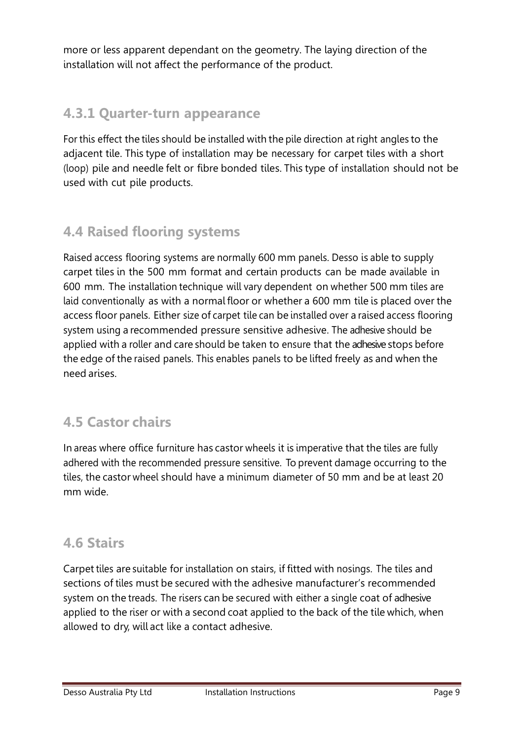more or less apparent dependant on the geometry. The laying direction of the installation will not affect the performance of the product.

### 4.3.1 Quarter-turn appearance

For this effect the tiles should be installed with the pile direction at right angles to the adjacent tile. This type of installation may be necessary for carpet tiles with a short (loop) pile and needle felt or fibre bonded tiles. This type of installation should not be used with cut pile products.

## 4.4 Raised flooring systems

Raised access flooring systems are normally 600 mm panels. Desso is able to supply carpet tiles in the 500 mm format and certain products can be made available in 600 mm. The installation technique will vary dependent on whether 500 mm tiles are laid conventionally as with a normal floor or whether a 600 mm tile is placed over the access floor panels. Either size of carpet tile can be installed over a raised access flooring system using a recommended pressure sensitive adhesive. The adhesive should be applied with a roller and care should be taken to ensure that the adhesive stops before the edge of the raised panels. This enables panels to be lifted freely as and when the need arises.

## 4.5 Castor chairs

In areas where office furniture has castor wheels it is imperative that the tiles are fully adhered with the recommended pressure sensitive. To prevent damage occurring to the tiles, the castor wheel should have a minimum diameter of 50 mm and be at least 20 mm wide.

## 4.6 Stairs

Carpet tiles are suitable for installation on stairs, if fitted with nosings. The tiles and sections of tiles must be secured with the adhesive manufacturer's recommended system on the treads. The risers can be secured with either a single coat of adhesive applied to the riser or with a second coat applied to the back of the tile which, when allowed to dry, will act like a contact adhesive.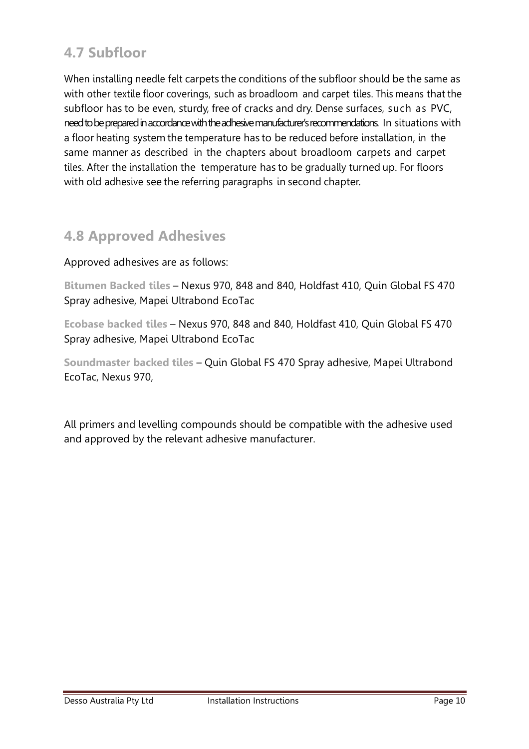## 4.7 Subfloor

When installing needle felt carpets the conditions of the subfloor should be the same as with other textile floor coverings, such as broadloom and carpet tiles. This means that the subfloor has to be even, sturdy, free of cracks and dry. Dense surfaces, such as PVC, need to be prepared in accordance with the adhesive manufacturer's recommendations. In situations with a floor heating system the temperature has to be reduced before installation, in the same manner as described in the chapters about broadloom carpets and carpet tiles. After the installation the temperature has to be gradually turned up. For floors with old adhesive see the referring paragraphs in second chapter.

## 4.8 Approved Adhesives

Approved adhesives are as follows:

**Bitumen Backed tiles** – Nexus 970, 848 and 840, Holdfast 410, Quin Global FS 470 Spray adhesive, Mapei Ultrabond EcoTac

**Ecobase backed tiles** – Nexus 970, 848 and 840, Holdfast 410, Quin Global FS 470 Spray adhesive, Mapei Ultrabond EcoTac

**Soundmaster backed tiles** – Quin Global FS 470 Spray adhesive, Mapei Ultrabond EcoTac, Nexus 970,

All primers and levelling compounds should be compatible with the adhesive used and approved by the relevant adhesive manufacturer.